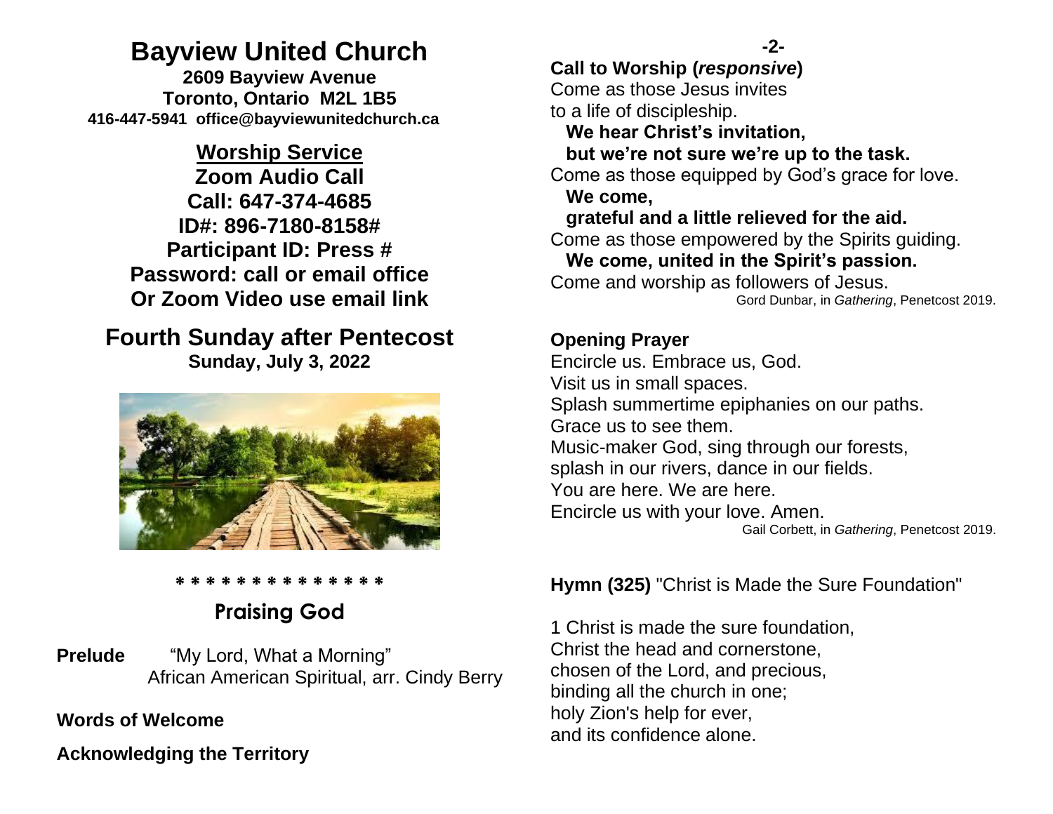# Bayview United Church

**2609 Bayview Avenue**
**Toronto, Ontario M2L 1B5**
**416-447-5941 office@bayviewunitedchurch.ca**

**Worship Service**
**Zoom Audio Call**
**Call: 647-374-4685**
**ID#: 896-7180-8158#**
**Participant ID: Press #**
**Password: call or email office**
**Or Zoom Video use email link**

## Fourth Sunday after Pentecost

**Sunday, July 3, 2022**

* * * * * * * * * * * * * *

## Praising God

**Prelude** "My Lord, What a Morning"
African American Spiritual, arr. Cindy Berry

**Words of Welcome**

**Acknowledging the Territory**

**Call to Worship (*responsive*)**

Come as those Jesus invites
to a life of discipleship.
**We hear Christ's invitation,**
**but we're not sure we're up to the task.**
Come as those equipped by God's grace for love.
**We come,**
**grateful and a little relieved for the aid.**
Come as those empowered by the Spirits guiding.
**We come, united in the Spirit's passion.**
Come and worship as followers of Jesus.

Gord Dunbar, in *Gathering*, Penetcost 2019.

**Opening Prayer**

Encircle us. Embrace us, God.
Visit us in small spaces.
Splash summertime epiphanies on our paths.
Grace us to see them.
Music-maker God, sing through our forests,
splash in our rivers, dance in our fields.
You are here. We are here.
Encircle us with your love. Amen.

Gail Corbett, in *Gathering*, Penetcost 2019.

**Hymn (325)** "Christ is Made the Sure Foundation"

1 Christ is made the sure foundation,
Christ the head and cornerstone,
chosen of the Lord, and precious,
binding all the church in one;
holy Zion's help for ever,
and its confidence alone.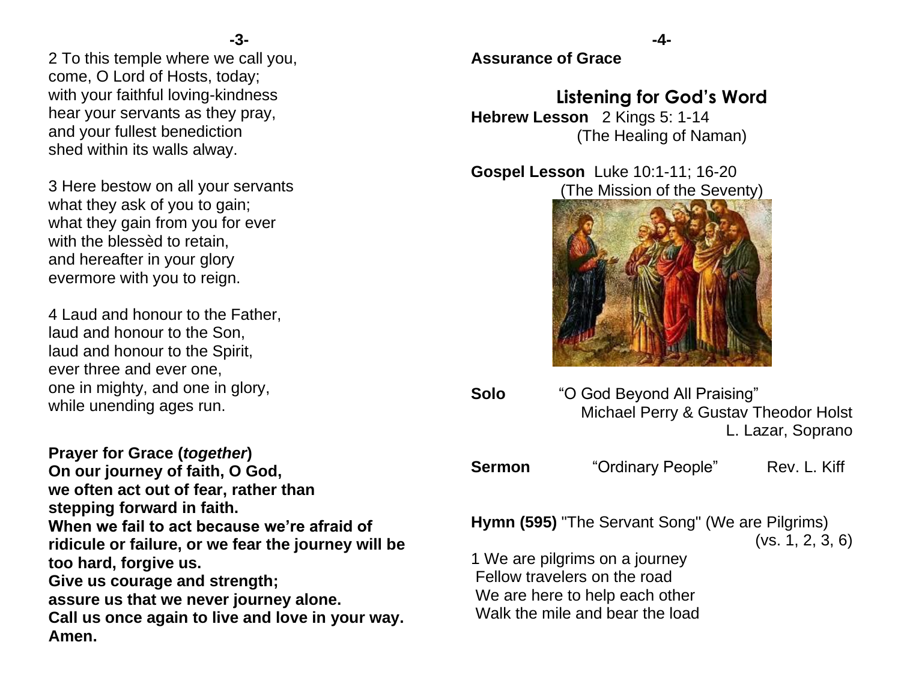2 To this temple where we call you,
come, O Lord of Hosts, today;
with your faithful loving-kindness
hear your servants as they pray,
and your fullest benediction
shed within its walls alway.

3 Here bestow on all your servants
what they ask of you to gain;
what they gain from you for ever
with the blessèd to retain,
and hereafter in your glory
evermore with you to reign.

4 Laud and honour to the Father,
laud and honour to the Son,
laud and honour to the Spirit,
ever three and ever one,
one in mighty, and one in glory,
while unending ages run.

**Prayer for Grace (*together*)**
**On our journey of faith, O God,
we often act out of fear, rather than
stepping forward in faith.
When we fail to act because we're afraid of ridicule or failure, or we fear the journey will be too hard, forgive us.
Give us courage and strength;
assure us that we never journey alone.
Call us once again to live and love in your way.
Amen.**

**Assurance of Grace**

## Listening for God's Word

**Hebrew Lesson** 2 Kings 5: 1-14
(The Healing of Naman)

**Gospel Lesson** Luke 10:1-11; 16-20
(The Mission of the Seventy)

**Solo** "O God Beyond All Praising"
Michael Perry & Gustav Theodor Holst
L. Lazar, Soprano

**Sermon** "Ordinary People" Rev. L. Kiff

**Hymn (595)** "The Servant Song" (We are Pilgrims)
(vs. 1, 2, 3, 6)

1 We are pilgrims on a journey
Fellow travelers on the road
We are here to help each other
Walk the mile and bear the load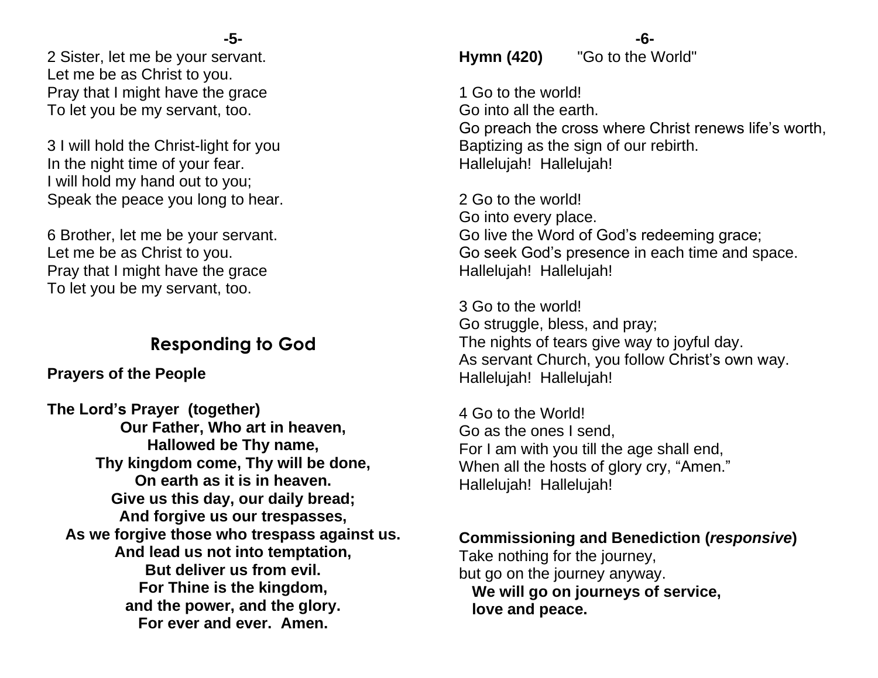2 Sister, let me be your servant.
Let me be as Christ to you.
Pray that I might have the grace
To let you be my servant, too.

3 I will hold the Christ-light for you
In the night time of your fear.
I will hold my hand out to you;
Speak the peace you long to hear.

6 Brother, let me be your servant.
Let me be as Christ to you.
Pray that I might have the grace
To let you be my servant, too.

## Responding to God

**Prayers of the People**

**The Lord's Prayer (together)**

**Our Father, Who art in heaven,**
**Hallowed be Thy name,**
**Thy kingdom come, Thy will be done,**
**On earth as it is in heaven.**
**Give us this day, our daily bread;**
**And forgive us our trespasses,**
**As we forgive those who trespass against us.**
**And lead us not into temptation,**
**But deliver us from evil.**
**For Thine is the kingdom,**
**and the power, and the glory.**
**For ever and ever. Amen.**

**Hymn (420)** "Go to the World"

1 Go to the world!
Go into all the earth.
Go preach the cross where Christ renews life's worth,
Baptizing as the sign of our rebirth.
Hallelujah! Hallelujah!

2 Go to the world!
Go into every place.
Go live the Word of God's redeeming grace;
Go seek God's presence in each time and space.
Hallelujah! Hallelujah!

3 Go to the world!
Go struggle, bless, and pray;
The nights of tears give way to joyful day.
As servant Church, you follow Christ's own way.
Hallelujah! Hallelujah!

4 Go to the World!
Go as the ones I send,
For I am with you till the age shall end,
When all the hosts of glory cry, "Amen."
Hallelujah! Hallelujah!

**Commissioning and Benediction (*responsive*)**

Take nothing for the journey,
but go on the journey anyway.
**We will go on journeys of service,**
**love and peace.**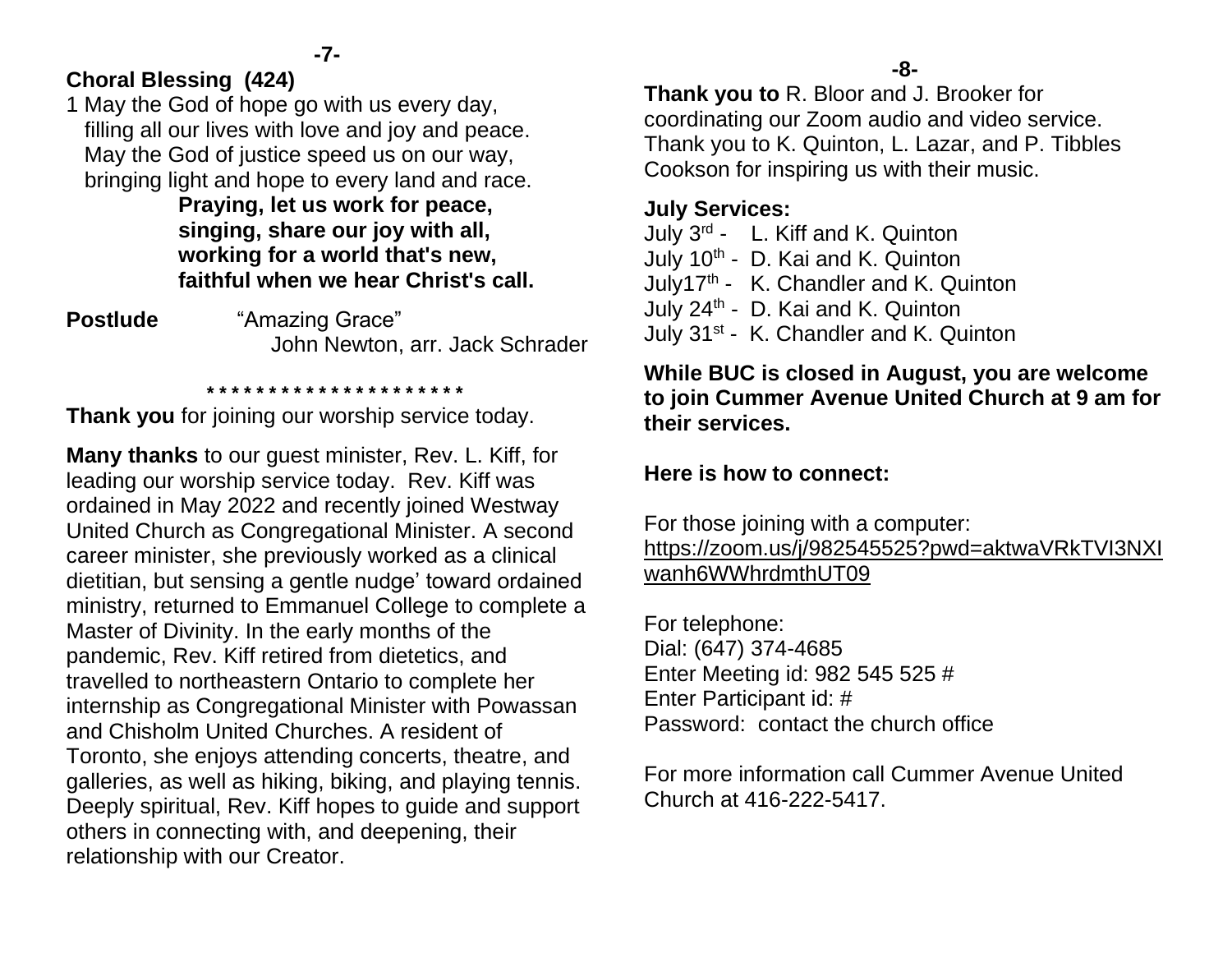## Choral Blessing (424)

1 May the God of hope go with us every day,
filling all our lives with love and joy and peace.
May the God of justice speed us on our way,
bringing light and hope to every land and race.

**Praying, let us work for peace,**
**singing, share our joy with all,**
**working for a world that's new,**
**faithful when we hear Christ's call.**

**Postlude** "Amazing Grace"
John Newton, arr. Jack Schrader

* * * * * * * * * * * * * * * * * * * * *

**Thank you** for joining our worship service today.

**Many thanks** to our guest minister, Rev. L. Kiff, for leading our worship service today. Rev. Kiff was ordained in May 2022 and recently joined Westway United Church as Congregational Minister. A second career minister, she previously worked as a clinical dietitian, but sensing a gentle nudge' toward ordained ministry, returned to Emmanuel College to complete a Master of Divinity. In the early months of the pandemic, Rev. Kiff retired from dietetics, and travelled to northeastern Ontario to complete her internship as Congregational Minister with Powassan and Chisholm United Churches. A resident of Toronto, she enjoys attending concerts, theatre, and galleries, as well as hiking, biking, and playing tennis. Deeply spiritual, Rev. Kiff hopes to guide and support others in connecting with, and deepening, their relationship with our Creator.

**Thank you to** R. Bloor and J. Brooker for coordinating our Zoom audio and video service. Thank you to K. Quinton, L. Lazar, and P. Tibbles Cookson for inspiring us with their music.

**July Services:**

July 3rd - L. Kiff and K. Quinton
July 10th - D. Kai and K. Quinton
July17th - K. Chandler and K. Quinton
July 24th - D. Kai and K. Quinton
July 31st - K. Chandler and K. Quinton

**While BUC is closed in August, you are welcome to join Cummer Avenue United Church at 9 am for their services.**

**Here is how to connect:**

For those joining with a computer:
https://zoom.us/j/982545525?pwd=aktwaVRkTVI3NXIwanh6WWhrdmthUT09

For telephone:
Dial: (647) 374-4685
Enter Meeting id: 982 545 525 #
Enter Participant id: #
Password: contact the church office

For more information call Cummer Avenue United Church at 416-222-5417.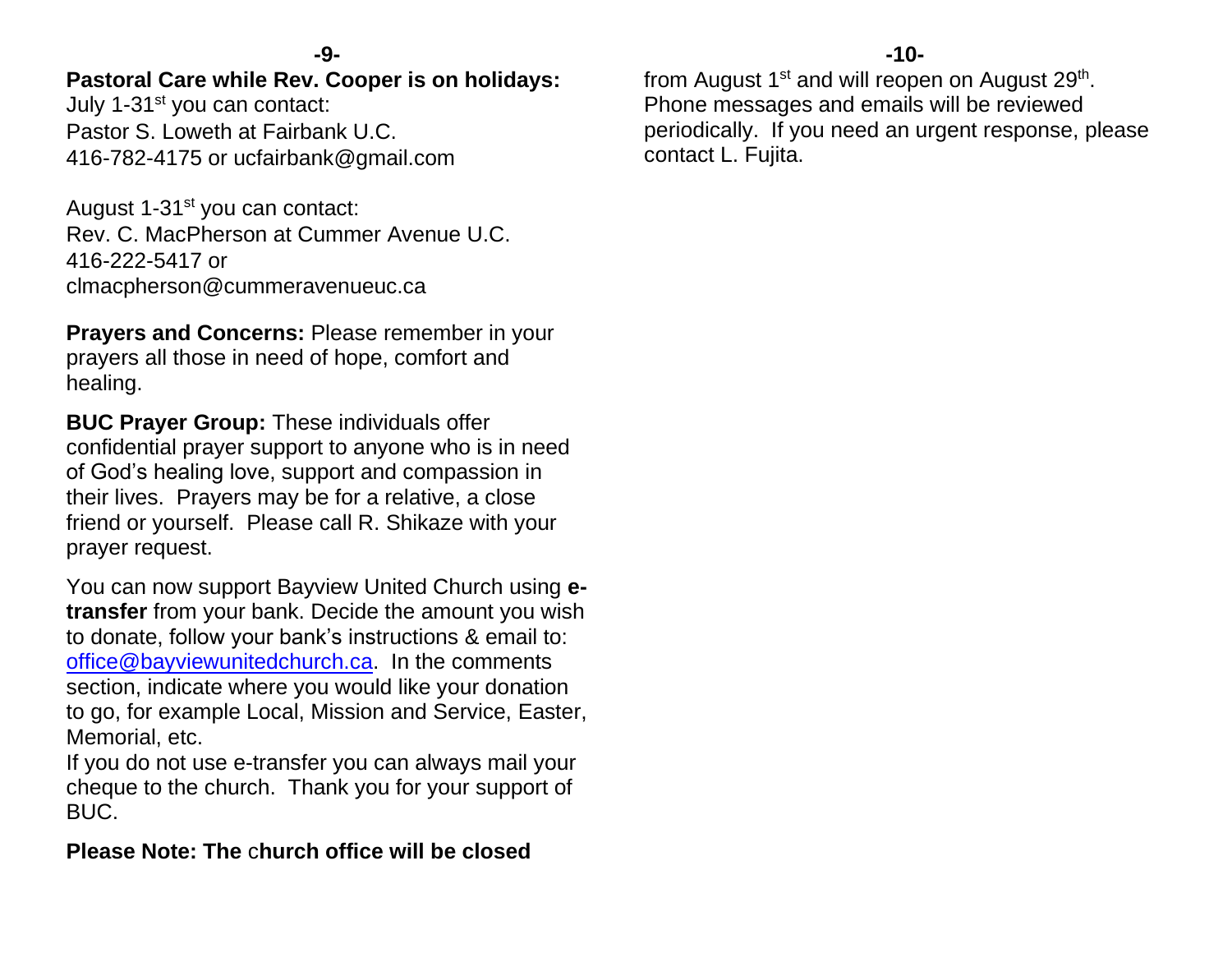**Pastoral Care while Rev. Cooper is on holidays:**

July 1-31st you can contact:
Pastor S. Loweth at Fairbank U.C.
416-782-4175 or ucfairbank@gmail.com

August 1-31st you can contact:
Rev. C. MacPherson at Cummer Avenue U.C.
416-222-5417 or
clmacpherson@cummeravenueuc.ca

**Prayers and Concerns:** Please remember in your prayers all those in need of hope, comfort and healing.

**BUC Prayer Group:** These individuals offer confidential prayer support to anyone who is in need of God's healing love, support and compassion in their lives. Prayers may be for a relative, a close friend or yourself. Please call R. Shikaze with your prayer request.

You can now support Bayview United Church using **e-transfer** from your bank. Decide the amount you wish to donate, follow your bank's instructions & email to: office@bayviewunitedchurch.ca. In the comments section, indicate where you would like your donation to go, for example Local, Mission and Service, Easter, Memorial, etc.
If you do not use e-transfer you can always mail your cheque to the church. Thank you for your support of BUC.

**Please Note: The church office will be closed** from August 1st and will reopen on August 29th. Phone messages and emails will be reviewed periodically. If you need an urgent response, please contact L. Fujita.